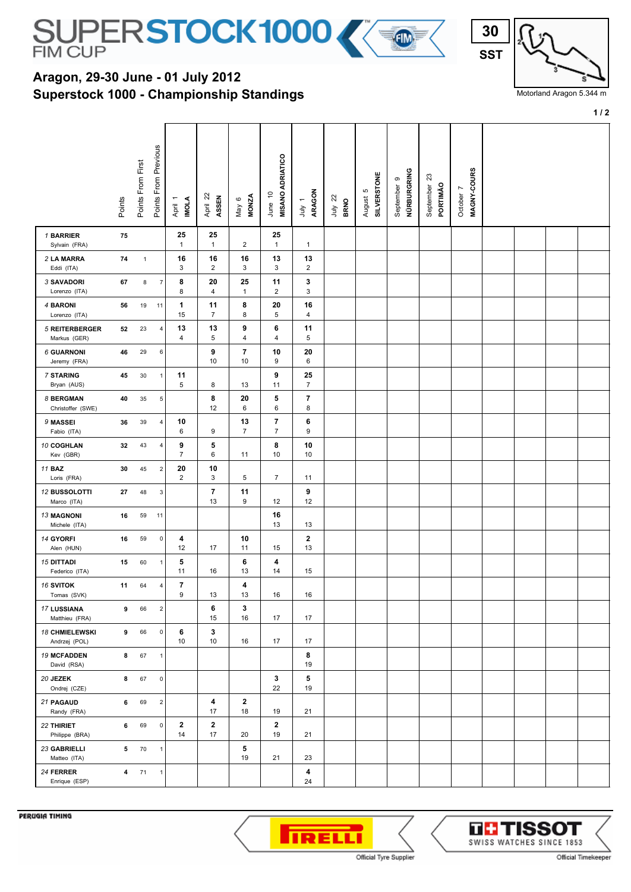# SUPERSTOCK1000 FIM CUP

**30 SST**

Motorland Aragon 5.344 m

## Aragon, 29-30 June - 01 July 2012
## Superstock 1000 - Championship Standings

| Rider | Points | Points From First | Points From Previous | April 1 IMOLA | April 22 ASSEN | May 6 MONZA | June 10 MISANO ADRIATICO | July 1 ARAGON | July 22 BRNO | August 5 SILVERSTONE | September 9 NÜRBURGRING | September 23 PORTIMÃO | October 7 MAGNY-COURS |
|---|---|---|---|---|---|---|---|---|---|---|---|---|---|
| 1 BARRIER Sylvain (FRA) | 75 | | | 25 / 1 | 25 / 1 | 2 | 25 / 1 | 1 | | | | | |
| 2 LA MARRA Eddi (ITA) | 74 | 1 | | 16 / 3 | 16 / 2 | 16 / 3 | 13 / 3 | 13 / 2 | | | | | |
| 3 SAVADORI Lorenzo (ITA) | 67 | 8 | 7 | 8 / 8 | 20 / 4 | 25 / 1 | 11 / 2 | 3 / 3 | | | | | |
| 4 BARONI Lorenzo (ITA) | 56 | 19 | 11 | 1 / 15 | 11 / 7 | 8 / 8 | 20 / 5 | 16 / 4 | | | | | |
| 5 REITERBERGER Markus (GER) | 52 | 23 | 4 | 13 / 4 | 13 / 5 | 9 / 4 | 6 / 4 | 11 / 5 | | | | | |
| 6 GUARNONI Jeremy (FRA) | 46 | 29 | 6 | | 9 / 10 | 7 / 10 | 10 / 9 | 20 / 6 | | | | | |
| 7 STARING Bryan (AUS) | 45 | 30 | 1 | 11 / 5 | 8 | 13 | 9 / 11 | 25 / 7 | | | | | |
| 8 BERGMAN Christoffer (SWE) | 40 | 35 | 5 | | 8 / 12 | 20 / 6 | 5 / 6 | 7 / 8 | | | | | |
| 9 MASSEI Fabio (ITA) | 36 | 39 | 4 | 10 / 6 | 9 | 13 / 7 | 7 / 7 | 6 / 9 | | | | | |
| 10 COGHLAN Kev (GBR) | 32 | 43 | 4 | 9 / 7 | 5 / 6 | 11 | 8 / 10 | 10 / 10 | | | | | |
| 11 BAZ Loris (FRA) | 30 | 45 | 2 | 20 / 2 | 10 / 3 | 5 | 7 | 11 | | | | | |
| 12 BUSSOLOTTI Marco (ITA) | 27 | 48 | 3 | | 7 / 13 | 11 / 9 | 12 | 9 / 12 | | | | | |
| 13 MAGNONI Michele (ITA) | 16 | 59 | 11 | | | | 16 / 13 | 13 | | | | | |
| 14 GYORFI Alen (HUN) | 16 | 59 | 0 | 4 / 12 | 17 | 10 / 11 | 15 | 2 / 13 | | | | | |
| 15 DITTADI Federico (ITA) | 15 | 60 | 1 | 5 / 11 | 16 | 6 / 13 | 4 / 14 | 15 | | | | | |
| 16 SVITOK Tomas (SVK) | 11 | 64 | 4 | 7 / 9 | 13 | 4 / 13 | 16 | 16 | | | | | |
| 17 LUSSIANA Matthieu (FRA) | 9 | 66 | 2 | | 6 / 15 | 3 / 16 | 17 | 17 | | | | | |
| 18 CHMIELEWSKI Andrzej (POL) | 9 | 66 | 0 | 6 / 10 | 3 / 10 | 16 | 17 | 17 | | | | | |
| 19 MCFADDEN David (RSA) | 8 | 67 | 1 | | | | | 8 / 19 | | | | | |
| 20 JEZEK Ondrej (CZE) | 8 | 67 | 0 | | | | 3 / 22 | 5 / 19 | | | | | |
| 21 PAGAUD Randy (FRA) | 6 | 69 | 2 | | 4 / 17 | 2 / 18 | 19 | 21 | | | | | |
| 22 THIRIET Philippe (BRA) | 6 | 69 | 0 | 2 / 14 | 2 / 17 | 20 | 2 / 19 | 21 | | | | | |
| 23 GABRIELLI Matteo (ITA) | 5 | 70 | 1 | | | 5 / 19 | 21 | 23 | | | | | |
| 24 FERRER Enrique (ESP) | 4 | 71 | 1 | | | | | 4 / 24 | | | | | |

PERUGIA TIMING

Official Tyre Supplier — PIRELLI

Official Timekeeper — TISSOT SWISS WATCHES SINCE 1853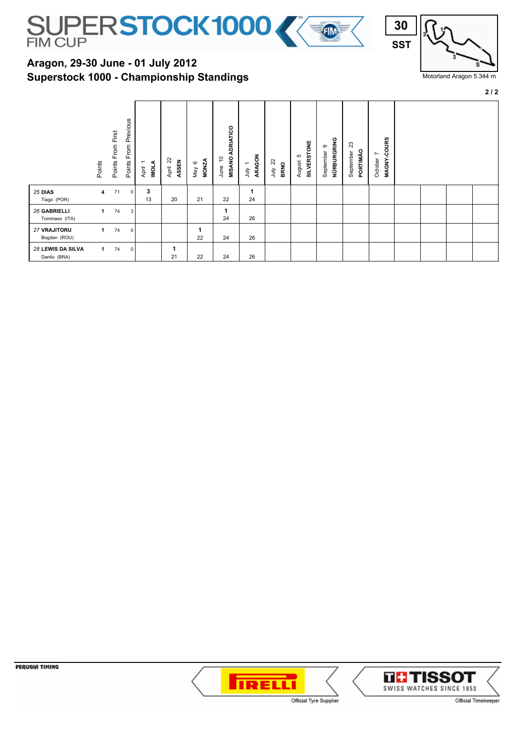# SUPERSTOCK 1000 FIM CUP

**30**
**SST**

Motorland Aragon 5.344 m

## Aragon, 29-30 June - 01 July 2012
## Superstock 1000 - Championship Standings

| | Points | Points From First | Points From Previous | April 1 IMOLA | April 22 ASSEN | May 6 MONZA | June 10 MISANO ADRIATICO | July 1 ARAGON | July 22 BRNO | August 5 SILVERSTONE | September 9 NÜRBURGRING | September 23 PORTIMÃO | October 7 MAGNY-COURS | | | | |
|---|---|---|---|---|---|---|---|---|---|---|---|---|---|---|---|---|---|
| *25* **DIAS** Tiago (POR) | **4** | 71 | 0 | **3** 13 | 20 | 21 | 22 | **1** 24 | | | | | | | | | |
| *26* **GABRIELLI** Tommaso (ITA) | **1** | 74 | 3 | | | | **1** 24 | 26 | | | | | | | | | |
| *27* **VRAJITORU** Bogdan (ROU) | **1** | 74 | 0 | | | **1** 22 | 24 | 26 | | | | | | | | | |
| *28* **LEWIS DA SILVA** Danilo (BRA) | **1** | 74 | 0 | | **1** 21 | 22 | 24 | 26 | | | | | | | | | |

PERUGIA TIMING

Official Tyre Supplier

SWISS WATCHES SINCE 1853

Official Timekeeper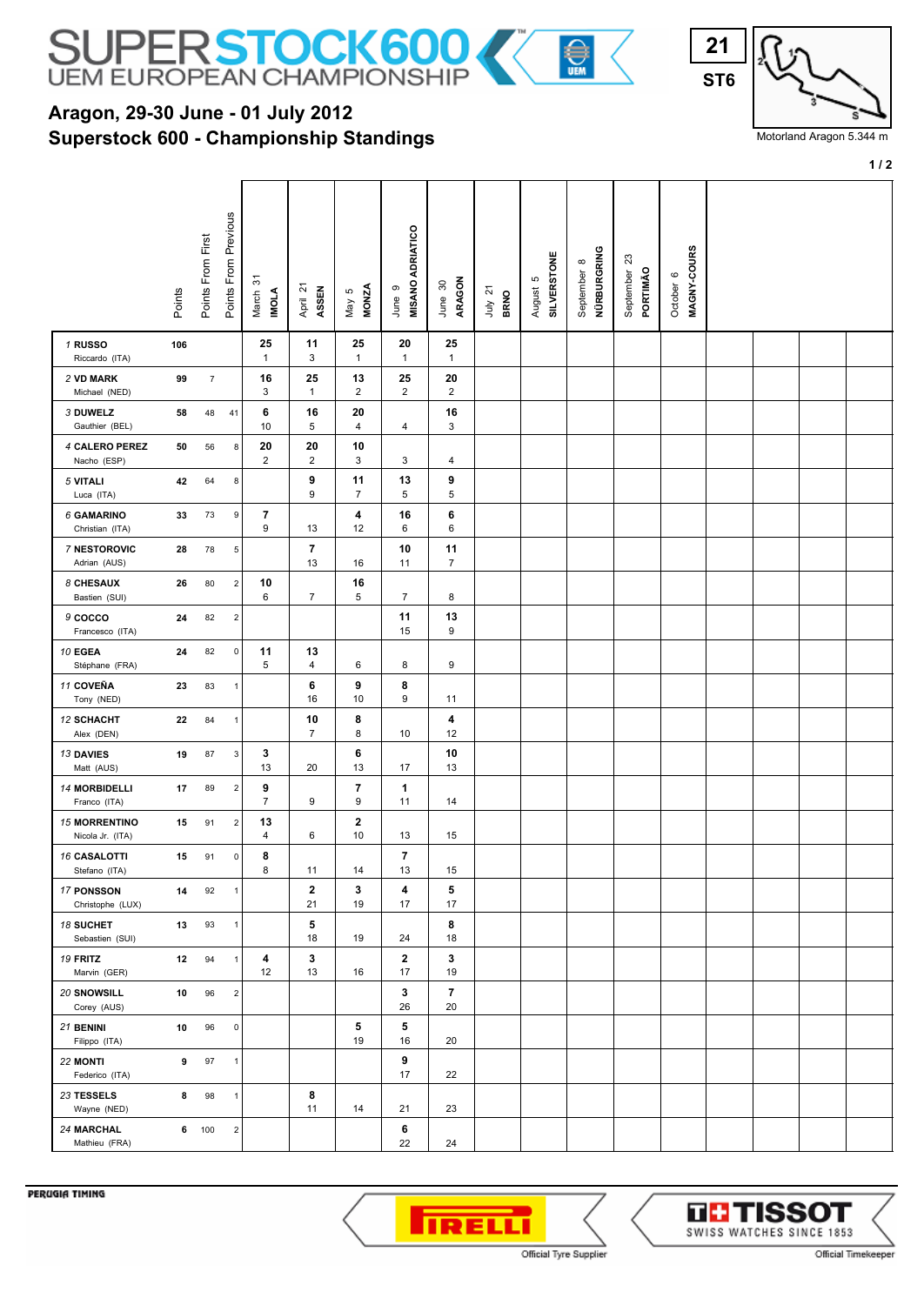# SUPERSTOCK 600 UEM EUROPEAN CHAMPIONSHIP

21
ST6

Motorland Aragon 5.344 m

## Aragon, 29-30 June - 01 July 2012
## Superstock 600 - Championship Standings

| Rider | Points | Points From First | Points From Previous | March 31 IMOLA | April 21 ASSEN | May 5 MONZA | June 9 MISANO ADRIATICO | June 30 ARAGON | July 21 BRNO | August 5 SILVERSTONE | September 8 NÜRBURGRING | September 23 PORTIMÃO | October 6 MAGNY-COURS |
|---|---|---|---|---|---|---|---|---|---|---|---|---|---|
| 1 RUSSO Riccardo (ITA) | 106 | | | 25 / 1 | 11 / 3 | 25 / 1 | 20 / 1 | 25 / 1 | | | | | |
| 2 VD MARK Michael (NED) | 99 | 7 | | 16 / 3 | 25 / 1 | 13 / 2 | 25 / 2 | 20 / 2 | | | | | |
| 3 DUWELZ Gauthier (BEL) | 58 | 48 | 41 | 6 / 10 | 16 / 5 | 20 / 4 | 4 | 16 / 3 | | | | | |
| 4 CALERO PEREZ Nacho (ESP) | 50 | 56 | 8 | 20 / 2 | 20 / 2 | 10 / 3 | 3 | 4 | | | | | |
| 5 VITALI Luca (ITA) | 42 | 64 | 8 | | 9 / 9 | 11 / 7 | 13 / 5 | 9 / 5 | | | | | |
| 6 GAMARINO Christian (ITA) | 33 | 73 | 9 | 7 / 9 | 13 | 4 / 12 | 16 / 6 | 6 / 6 | | | | | |
| 7 NESTOROVIC Adrian (AUS) | 28 | 78 | 5 | | 7 / 13 | 16 | 10 / 11 | 11 / 7 | | | | | |
| 8 CHESAUX Bastien (SUI) | 26 | 80 | 2 | 10 / 6 | 7 | 16 / 5 | 7 | 8 | | | | | |
| 9 COCCO Francesco (ITA) | 24 | 82 | 2 | | | | 11 / 15 | 13 / 9 | | | | | |
| 10 EGEA Stéphane (FRA) | 24 | 82 | 0 | 11 / 5 | 13 / 4 | 6 | 8 | 9 | | | | | |
| 11 COVEÑA Tony (NED) | 23 | 83 | 1 | | 6 / 16 | 9 / 10 | 8 / 9 | 11 | | | | | |
| 12 SCHACHT Alex (DEN) | 22 | 84 | 1 | | 10 / 7 | 8 / 8 | 10 | 4 / 12 | | | | | |
| 13 DAVIES Matt (AUS) | 19 | 87 | 3 | 3 / 13 | 20 | 6 / 13 | 17 | 10 / 13 | | | | | |
| 14 MORBIDELLI Franco (ITA) | 17 | 89 | 2 | 9 / 7 | 9 | 7 / 9 | 1 / 11 | 14 | | | | | |
| 15 MORRENTINO Nicola Jr. (ITA) | 15 | 91 | 2 | 13 / 4 | 6 | 2 / 10 | 13 | 15 | | | | | |
| 16 CASALOTTI Stefano (ITA) | 15 | 91 | 0 | 8 / 8 | 11 | 14 | 7 / 13 | 15 | | | | | |
| 17 PONSSON Christophe (LUX) | 14 | 92 | 1 | | 2 / 21 | 3 / 19 | 4 / 17 | 5 / 17 | | | | | |
| 18 SUCHET Sebastien (SUI) | 13 | 93 | 1 | | 5 / 18 | 19 | 24 | 8 / 18 | | | | | |
| 19 FRITZ Marvin (GER) | 12 | 94 | 1 | 4 / 12 | 3 / 13 | 16 | 2 / 17 | 3 / 19 | | | | | |
| 20 SNOWSILL Corey (AUS) | 10 | 96 | 2 | | | | 3 / 26 | 7 / 20 | | | | | |
| 21 BENINI Filippo (ITA) | 10 | 96 | 0 | | | 5 / 19 | 5 / 16 | 20 | | | | | |
| 22 MONTI Federico (ITA) | 9 | 97 | 1 | | | | 9 / 17 | 22 | | | | | |
| 23 TESSELS Wayne (NED) | 8 | 98 | 1 | | 8 / 11 | 14 | 21 | 23 | | | | | |
| 24 MARCHAL Mathieu (FRA) | 6 | 100 | 2 | | | | 6 / 22 | 24 | | | | | |

PERUGIA TIMING

Official Tyre Supplier: PIRELLI — Official Timekeeper: TISSOT SWISS WATCHES SINCE 1853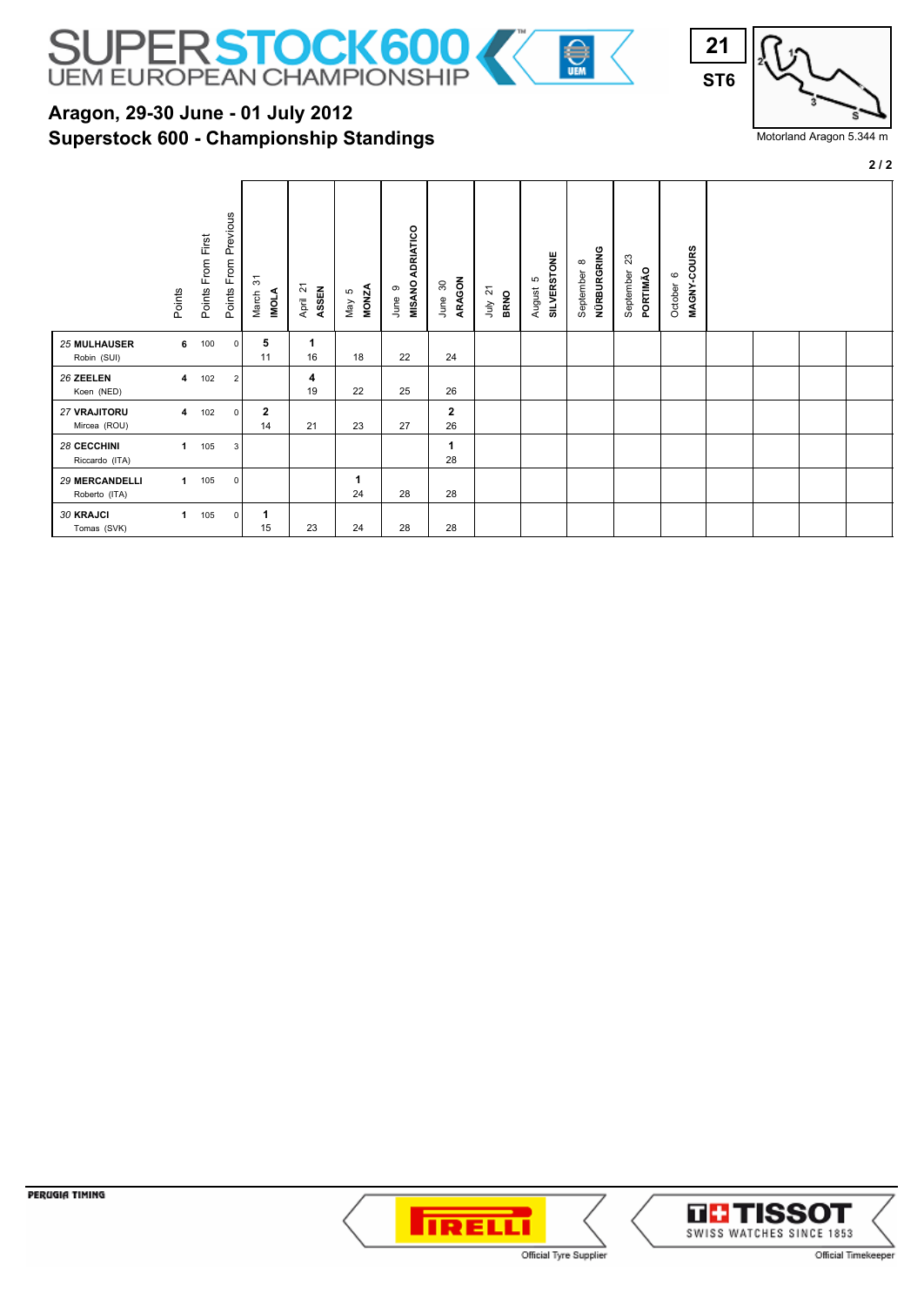# SUPERSTOCK600 UEM EUROPEAN CHAMPIONSHIP

21
ST6

Motorland Aragon 5.344 m

## Aragon, 29-30 June - 01 July 2012
## Superstock 600 - Championship Standings

| | Points | Points From First | Points From Previous | March 31 IMOLA | April 21 ASSEN | May 5 MONZA | June 9 MISANO ADRIATICO | June 30 ARAGON | July 21 BRNO | August 5 SILVERSTONE | September 8 NÜRBURGRING | September 23 PORTIMÃO | October 6 MAGNY-COURS | | | | |
|---|---|---|---|---|---|---|---|---|---|---|---|---|---|---|---|---|---|
| 25 MULHAUSER Robin (SUI) | 6 | 100 | 0 | 5 11 | 1 16 | 18 | 22 | 24 | | | | | | | | | |
| 26 ZEELEN Koen (NED) | 4 | 102 | 2 | | 4 19 | 22 | 25 | 26 | | | | | | | | | |
| 27 VRAJITORU Mircea (ROU) | 4 | 102 | 0 | 2 14 | 21 | 23 | 27 | 2 26 | | | | | | | | | |
| 28 CECCHINI Riccardo (ITA) | 1 | 105 | 3 | | | | | 1 28 | | | | | | | | | |
| 29 MERCANDELLI Roberto (ITA) | 1 | 105 | 0 | | | 1 24 | 28 | 28 | | | | | | | | | |
| 30 KRAJCI Tomas (SVK) | 1 | 105 | 0 | 1 15 | 23 | 24 | 28 | 28 | | | | | | | | | |

PERUGIA TIMING

PIRELLI Official Tyre Supplier

TISSOT SWISS WATCHES SINCE 1853 Official Timekeeper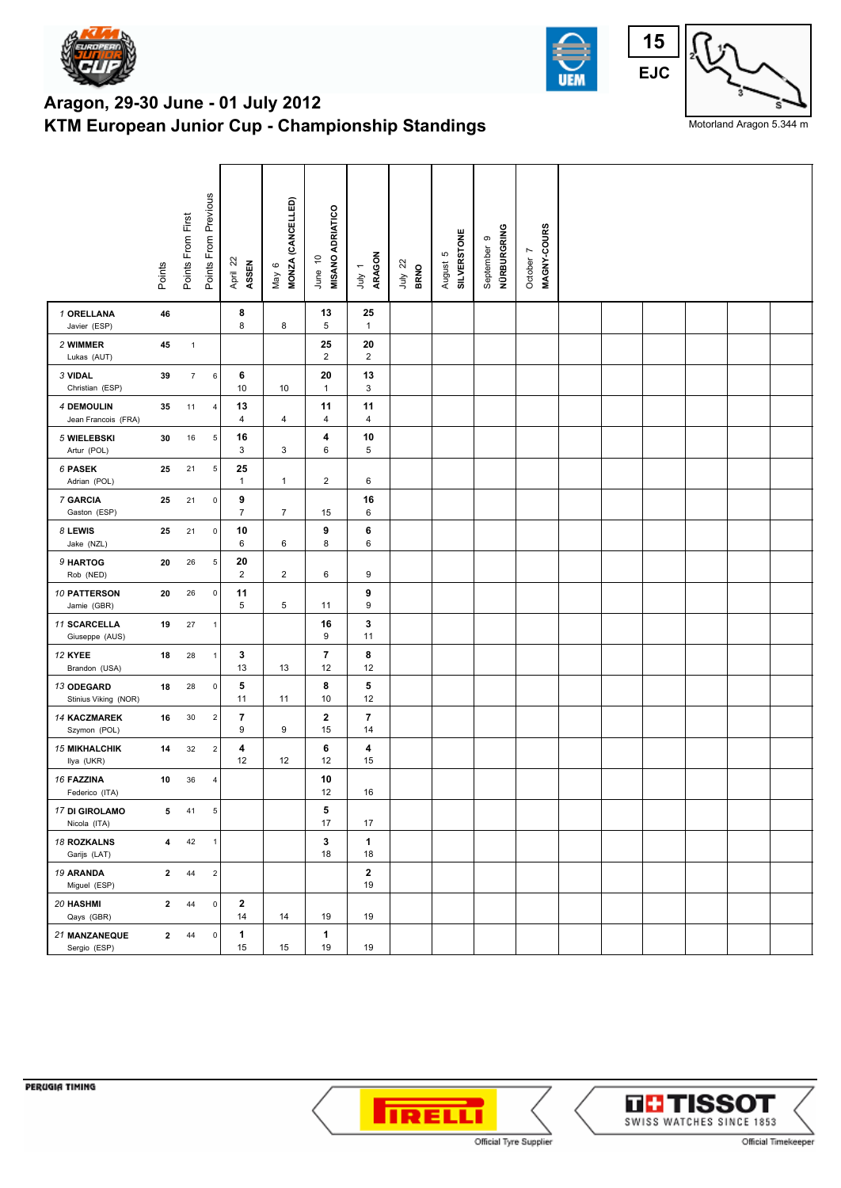15
EJC

Motorland Aragon 5.344 m

# Aragon, 29-30 June - 01 July 2012
## KTM European Junior Cup - Championship Standings

In each race column, the first number is the points scored in that race and the second is the championship position after that race. Where only one number is shown, it is the championship position.

| Rider | Points | Points From First | Points From Previous | April 22 ASSEN | May 6 MONZA (CANCELLED) | June 10 MISANO ADRIATICO | July 1 ARAGON | July 22 BRNO | August 5 SILVERSTONE | September 9 NÜRBURGRING | October 7 MAGNY-COURS |
|---|---|---|---|---|---|---|---|---|---|---|---|
| 1 **ORELLANA** Javier (ESP) | **46** | | | **8** / 8 | 8 | **13** / 5 | **25** / 1 | | | | |
| 2 **WIMMER** Lukas (AUT) | **45** | 1 | | | | **25** / 2 | **20** / 2 | | | | |
| 3 **VIDAL** Christian (ESP) | **39** | 7 | 6 | **6** / 10 | 10 | **20** / 1 | **13** / 3 | | | | |
| 4 **DEMOULIN** Jean Francois (FRA) | **35** | 11 | 4 | **13** / 4 | 4 | **11** / 4 | **11** / 4 | | | | |
| 5 **WIELEBSKI** Artur (POL) | **30** | 16 | 5 | **16** / 3 | 3 | **4** / 6 | **10** / 5 | | | | |
| 6 **PASEK** Adrian (POL) | **25** | 21 | 5 | **25** / 1 | 1 | 2 | 6 | | | | |
| 7 **GARCIA** Gaston (ESP) | **25** | 21 | 0 | **9** / 7 | 7 | 15 | **16** / 6 | | | | |
| 8 **LEWIS** Jake (NZL) | **25** | 21 | 0 | **10** / 6 | 6 | **9** / 8 | **6** / 6 | | | | |
| 9 **HARTOG** Rob (NED) | **20** | 26 | 5 | **20** / 2 | 2 | 6 | 9 | | | | |
| 10 **PATTERSON** Jamie (GBR) | **20** | 26 | 0 | **11** / 5 | 5 | 11 | **9** / 9 | | | | |
| 11 **SCARCELLA** Giuseppe (AUS) | **19** | 27 | 1 | | | **16** / 9 | **3** / 11 | | | | |
| 12 **KYEE** Brandon (USA) | **18** | 28 | 1 | **3** / 13 | 13 | **7** / 12 | **8** / 12 | | | | |
| 13 **ODEGARD** Stinius Viking (NOR) | **18** | 28 | 0 | **5** / 11 | 11 | **8** / 10 | **5** / 12 | | | | |
| 14 **KACZMAREK** Szymon (POL) | **16** | 30 | 2 | **7** / 9 | 9 | **2** / 15 | **7** / 14 | | | | |
| 15 **MIKHALCHIK** Ilya (UKR) | **14** | 32 | 2 | **4** / 12 | 12 | **6** / 12 | **4** / 15 | | | | |
| 16 **FAZZINA** Federico (ITA) | **10** | 36 | 4 | | | **10** / 12 | 16 | | | | |
| 17 **DI GIROLAMO** Nicola (ITA) | **5** | 41 | 5 | | | **5** / 17 | 17 | | | | |
| 18 **ROZKALNS** Garijs (LAT) | **4** | 42 | 1 | | | **3** / 18 | **1** / 18 | | | | |
| 19 **ARANDA** Miguel (ESP) | **2** | 44 | 2 | | | | **2** / 19 | | | | |
| 20 **HASHMI** Qays (GBR) | **2** | 44 | 0 | **2** / 14 | 14 | 19 | 19 | | | | |
| 21 **MANZANEQUE** Sergio (ESP) | **2** | 44 | 0 | **1** / 15 | 15 | **1** / 19 | 19 | | | | |

PERUGIA TIMING

Official Tyre Supplier

TISSOT SWISS WATCHES SINCE 1853

Official Timekeeper